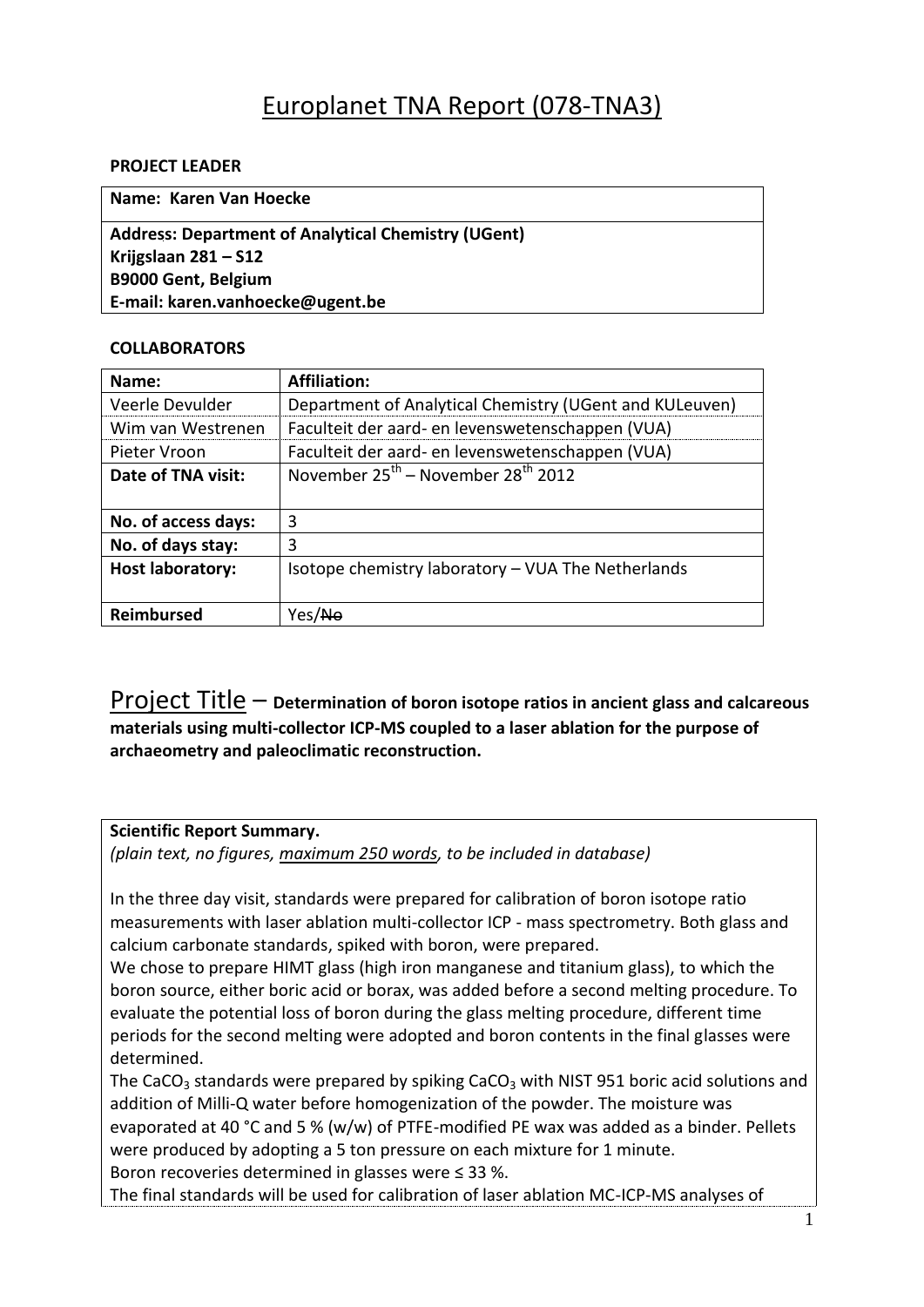# Europlanet TNA Report (078-TNA3)

**PROJECT LEADER**

| **Name: Karen Van Hoecke** |
|---|
| **Address: Department of Analytical Chemistry (UGent)**<br>**Krijgslaan 281 – S12**<br>**B9000 Gent, Belgium**<br>**E-mail: karen.vanhoecke@ugent.be** |

**COLLABORATORS**

| **Name:** | **Affiliation:** |
|---|---|
| Veerle Devulder | Department of Analytical Chemistry (UGent and KULeuven) |
| Wim van Westrenen | Faculteit der aard- en levenswetenschappen (VUA) |
| Pieter Vroon | Faculteit der aard- en levenswetenschappen (VUA) |
| **Date of TNA visit:** | November 25th – November 28th 2012 |
| **No. of access days:** | 3 |
| **No. of days stay:** | 3 |
| **Host laboratory:** | Isotope chemistry laboratory – VUA The Netherlands |
| **Reimbursed** | Yes/~~No~~ |

## Project Title – **Determination of boron isotope ratios in ancient glass and calcareous materials using multi-collector ICP-MS coupled to a laser ablation for the purpose of archaeometry and paleoclimatic reconstruction.**

**Scientific Report Summary.**
*(plain text, no figures, maximum 250 words, to be included in database)*

In the three day visit, standards were prepared for calibration of boron isotope ratio measurements with laser ablation multi-collector ICP - mass spectrometry. Both glass and calcium carbonate standards, spiked with boron, were prepared.

We chose to prepare HIMT glass (high iron manganese and titanium glass), to which the boron source, either boric acid or borax, was added before a second melting procedure. To evaluate the potential loss of boron during the glass melting procedure, different time periods for the second melting were adopted and boron contents in the final glasses were determined.

The $CaCO_3$ standards were prepared by spiking $CaCO_3$ with NIST 951 boric acid solutions and addition of Milli-Q water before homogenization of the powder. The moisture was evaporated at 40 °C and 5 % (w/w) of PTFE-modified PE wax was added as a binder. Pellets were produced by adopting a 5 ton pressure on each mixture for 1 minute.

Boron recoveries determined in glasses were ≤ 33 %.

The final standards will be used for calibration of laser ablation MC-ICP-MS analyses of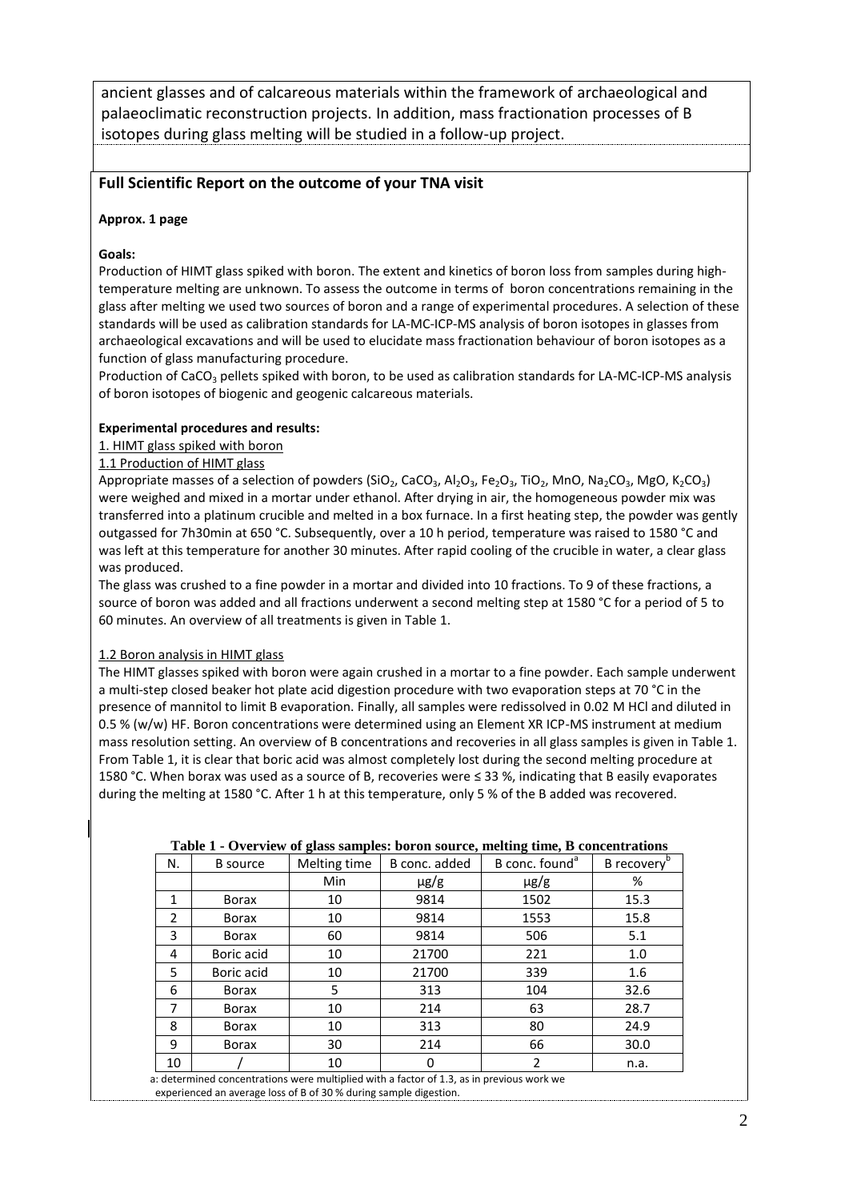ancient glasses and of calcareous materials within the framework of archaeological and palaeoclimatic reconstruction projects. In addition, mass fractionation processes of B isotopes during glass melting will be studied in a follow-up project.

## Full Scientific Report on the outcome of your TNA visit

**Approx. 1 page**

**Goals:**

Production of HIMT glass spiked with boron. The extent and kinetics of boron loss from samples during high-temperature melting are unknown. To assess the outcome in terms of boron concentrations remaining in the glass after melting we used two sources of boron and a range of experimental procedures. A selection of these standards will be used as calibration standards for LA-MC-ICP-MS analysis of boron isotopes in glasses from archaeological excavations and will be used to elucidate mass fractionation behaviour of boron isotopes as a function of glass manufacturing procedure.

Production of $CaCO_3$ pellets spiked with boron, to be used as calibration standards for LA-MC-ICP-MS analysis of boron isotopes of biogenic and geogenic calcareous materials.

**Experimental procedures and results:**

1. HIMT glass spiked with boron

1.1 Production of HIMT glass

Appropriate masses of a selection of powders ($SiO_2$, $CaCO_3$, $Al_2O_3$, $Fe_2O_3$, $TiO_2$, MnO, $Na_2CO_3$, MgO, $K_2CO_3$) were weighed and mixed in a mortar under ethanol. After drying in air, the homogeneous powder mix was transferred into a platinum crucible and melted in a box furnace. In a first heating step, the powder was gently outgassed for 7h30min at 650 °C. Subsequently, over a 10 h period, temperature was raised to 1580 °C and was left at this temperature for another 30 minutes. After rapid cooling of the crucible in water, a clear glass was produced.

The glass was crushed to a fine powder in a mortar and divided into 10 fractions. To 9 of these fractions, a source of boron was added and all fractions underwent a second melting step at 1580 °C for a period of 5 to 60 minutes. An overview of all treatments is given in Table 1.

1.2 Boron analysis in HIMT glass

The HIMT glasses spiked with boron were again crushed in a mortar to a fine powder. Each sample underwent a multi-step closed beaker hot plate acid digestion procedure with two evaporation steps at 70 °C in the presence of mannitol to limit B evaporation. Finally, all samples were redissolved in 0.02 M HCl and diluted in 0.5 % (w/w) HF. Boron concentrations were determined using an Element XR ICP-MS instrument at medium mass resolution setting. An overview of B concentrations and recoveries in all glass samples is given in Table 1. From Table 1, it is clear that boric acid was almost completely lost during the second melting procedure at 1580 °C. When borax was used as a source of B, recoveries were ≤ 33 %, indicating that B easily evaporates during the melting at 1580 °C. After 1 h at this temperature, only 5 % of the B added was recovered.

**Table 1 - Overview of glass samples: boron source, melting time, B concentrations**

| N. | B source | Melting time | B conc. added | B conc. found[a] | B recovery[b] |
|---|---|---|---|---|---|
| | | Min | µg/g | µg/g | % |
| 1 | Borax | 10 | 9814 | 1502 | 15.3 |
| 2 | Borax | 10 | 9814 | 1553 | 15.8 |
| 3 | Borax | 60 | 9814 | 506 | 5.1 |
| 4 | Boric acid | 10 | 21700 | 221 | 1.0 |
| 5 | Boric acid | 10 | 21700 | 339 | 1.6 |
| 6 | Borax | 5 | 313 | 104 | 32.6 |
| 7 | Borax | 10 | 214 | 63 | 28.7 |
| 8 | Borax | 10 | 313 | 80 | 24.9 |
| 9 | Borax | 30 | 214 | 66 | 30.0 |
| 10 | / | 10 | 0 | 2 | n.a. |

a: determined concentrations were multiplied with a factor of 1.3, as in previous work we experienced an average loss of B of 30 % during sample digestion.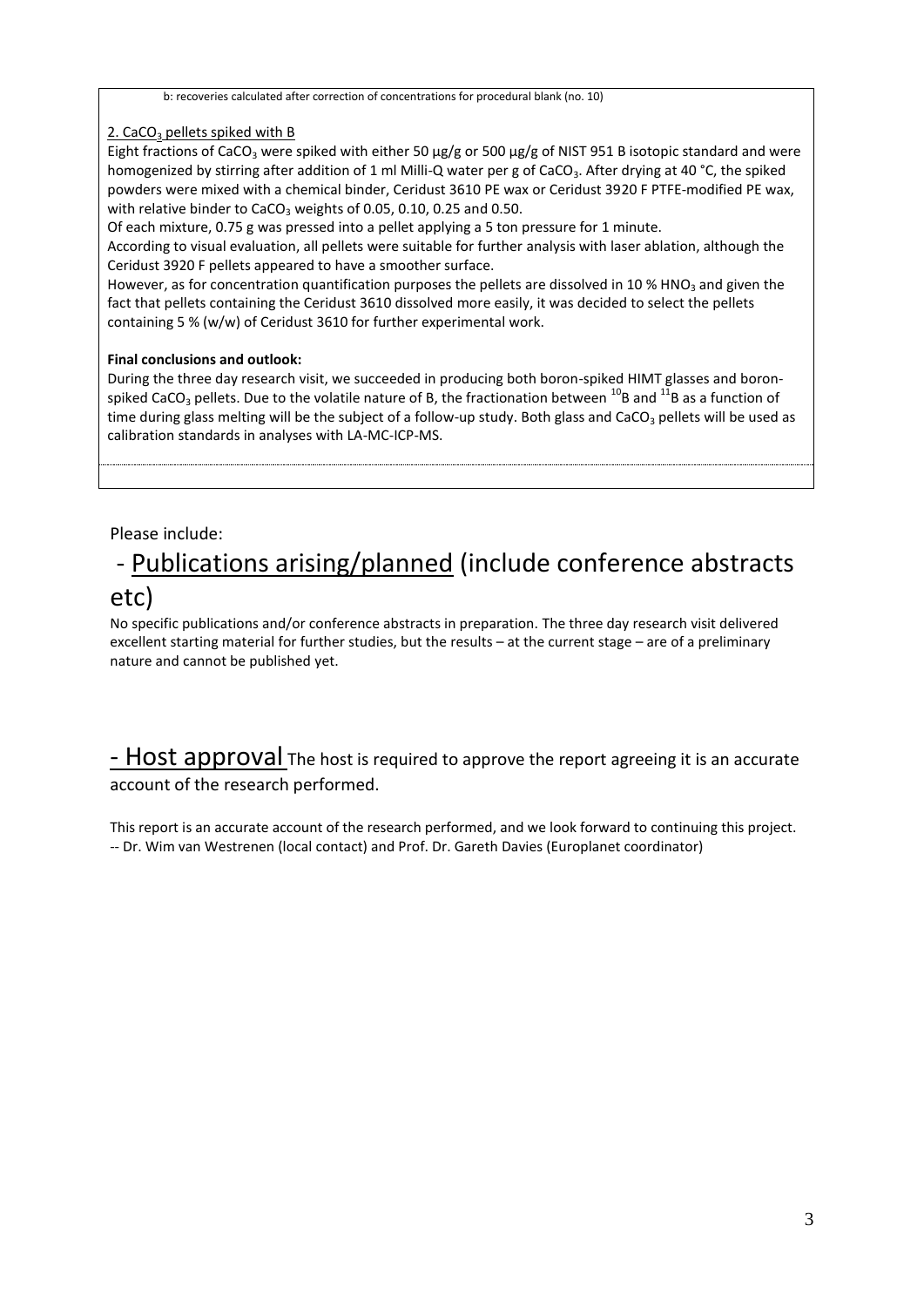b: recoveries calculated after correction of concentrations for procedural blank (no. 10)

2. $CaCO_3$ pellets spiked with B

Eight fractions of $CaCO_3$ were spiked with either 50 µg/g or 500 µg/g of NIST 951 B isotopic standard and were homogenized by stirring after addition of 1 ml Milli-Q water per g of $CaCO_3$. After drying at 40 °C, the spiked powders were mixed with a chemical binder, Ceridust 3610 PE wax or Ceridust 3920 F PTFE-modified PE wax, with relative binder to $CaCO_3$ weights of 0.05, 0.10, 0.25 and 0.50.

Of each mixture, 0.75 g was pressed into a pellet applying a 5 ton pressure for 1 minute.

According to visual evaluation, all pellets were suitable for further analysis with laser ablation, although the Ceridust 3920 F pellets appeared to have a smoother surface.

However, as for concentration quantification purposes the pellets are dissolved in 10 % $HNO_3$ and given the fact that pellets containing the Ceridust 3610 dissolved more easily, it was decided to select the pellets containing 5 % (w/w) of Ceridust 3610 for further experimental work.

**Final conclusions and outlook:**

During the three day research visit, we succeeded in producing both boron-spiked HIMT glasses and boron-spiked $CaCO_3$ pellets. Due to the volatile nature of B, the fractionation between $^{10}B$ and $^{11}B$ as a function of time during glass melting will be the subject of a follow-up study. Both glass and $CaCO_3$ pellets will be used as calibration standards in analyses with LA-MC-ICP-MS.

Please include:

## - Publications arising/planned (include conference abstracts etc)

No specific publications and/or conference abstracts in preparation. The three day research visit delivered excellent starting material for further studies, but the results – at the current stage – are of a preliminary nature and cannot be published yet.

## - Host approval

The host is required to approve the report agreeing it is an accurate account of the research performed.

This report is an accurate account of the research performed, and we look forward to continuing this project.
-- Dr. Wim van Westrenen (local contact) and Prof. Dr. Gareth Davies (Europlanet coordinator)